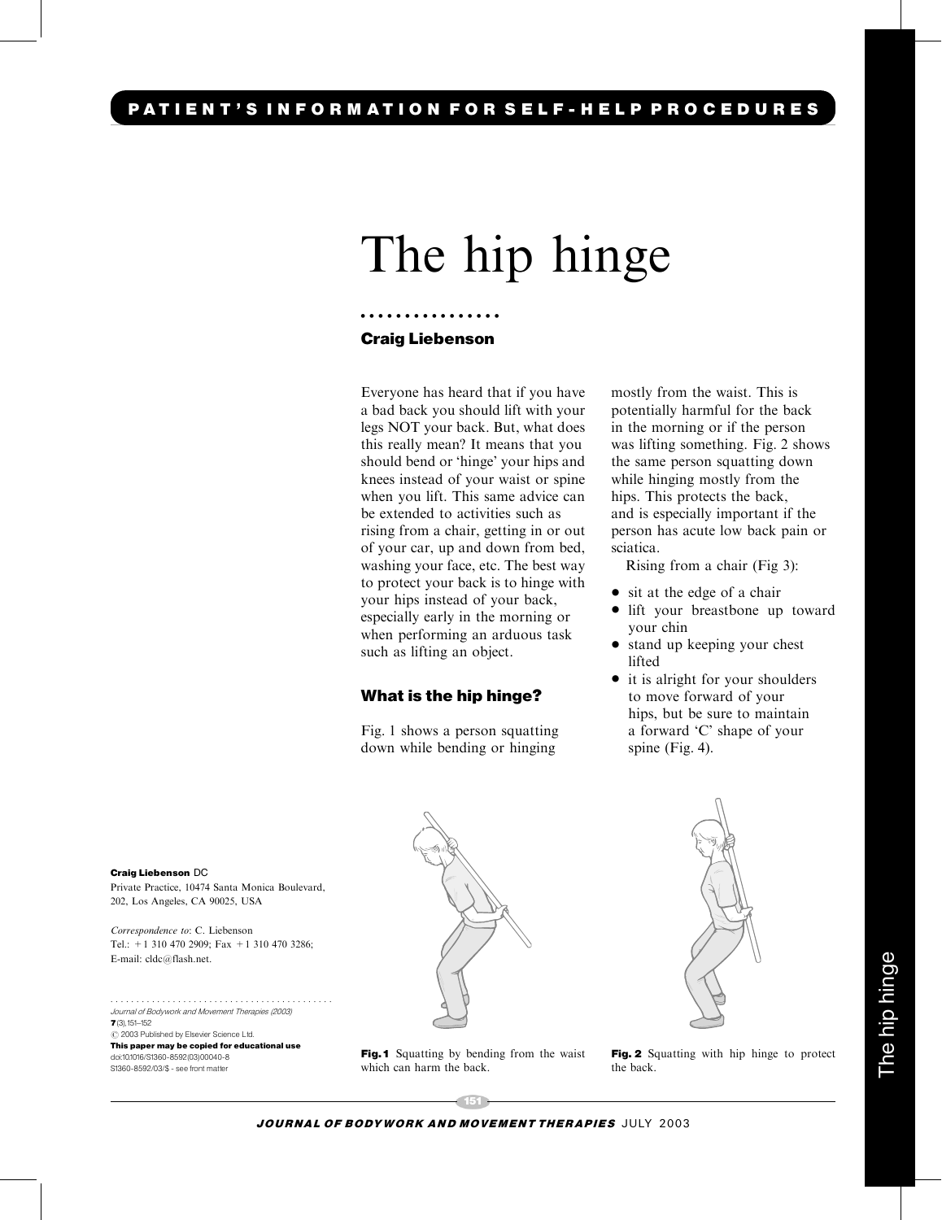PATIENT'S INFORMATION FOR SELF-HELP PROCEDURES

# The hip hinge

**Craig Liebenson**

Everyone has heard that if you have a bad back you should lift with your legs NOT your back. But, what does this really mean? It means that you should bend or 'hinge' your hips and knees instead of your waist or spine when you lift. This same advice can be extended to activities such as rising from a chair, getting in or out of your car, up and down from bed, washing your face, etc. The best way to protect your back is to hinge with your hips instead of your back, especially early in the morning or when performing an arduous task such as lifting an object.

## What is the hip hinge?

Fig. 1 shows a person squatting down while bending or hinging mostly from the waist. This is potentially harmful for the back in the morning or if the person was lifting something. Fig. 2 shows the same person squatting down while hinging mostly from the hips. This protects the back, and is especially important if the person has acute low back pain or sciatica.

Rising from a chair (Fig 3):

- sit at the edge of a chair
- lift your breastbone up toward your chin
- stand up keeping your chest lifted
- it is alright for your shoulders to move forward of your hips, but be sure to maintain a forward 'C' shape of your spine (Fig. 4).

**Fig. 1** Squatting by bending from the waist which can harm the back.

**Fig. 2** Squatting with hip hinge to protect the back.

**Craig Liebenson** DC
Private Practice, 10474 Santa Monica Boulevard, 202, Los Angeles, CA 90025, USA

*Correspondence to*: C. Liebenson
Tel.: +1 310 470 2909; Fax +1 310 470 3286;
E-mail: cldc@flash.net.

*Journal of Bodywork and Movement Therapies (2003)*
**7** (3), 151–152
© 2003 Published by Elsevier Science Ltd.
**This paper may be copied for educational use**
doi:10.1016/S1360-8592(03)00040-8
S1360-8592/03/$ - see front matter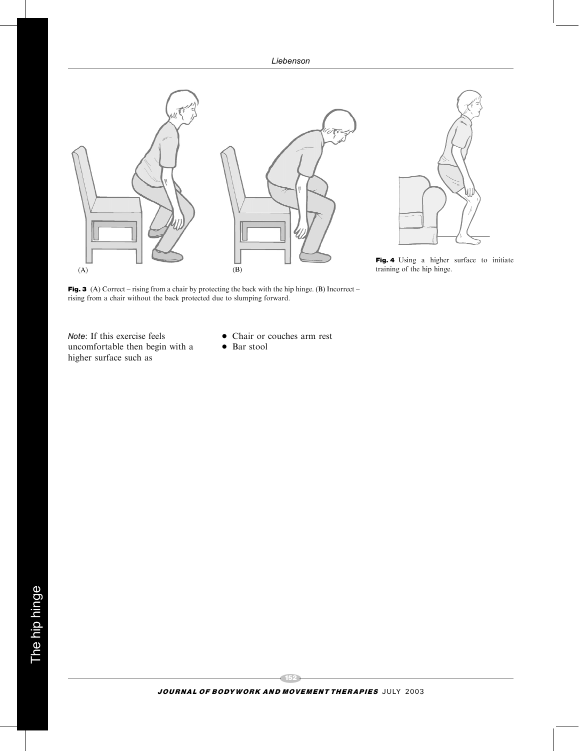(A)

(B)

**Fig. 3** (A) Correct – rising from a chair by protecting the back with the hip hinge. (B) Incorrect – rising from a chair without the back protected due to slumping forward.

**Fig. 4** Using a higher surface to initiate training of the hip hinge.

*Note*: If this exercise feels uncomfortable then begin with a higher surface such as

- Chair or couches arm rest
- Bar stool